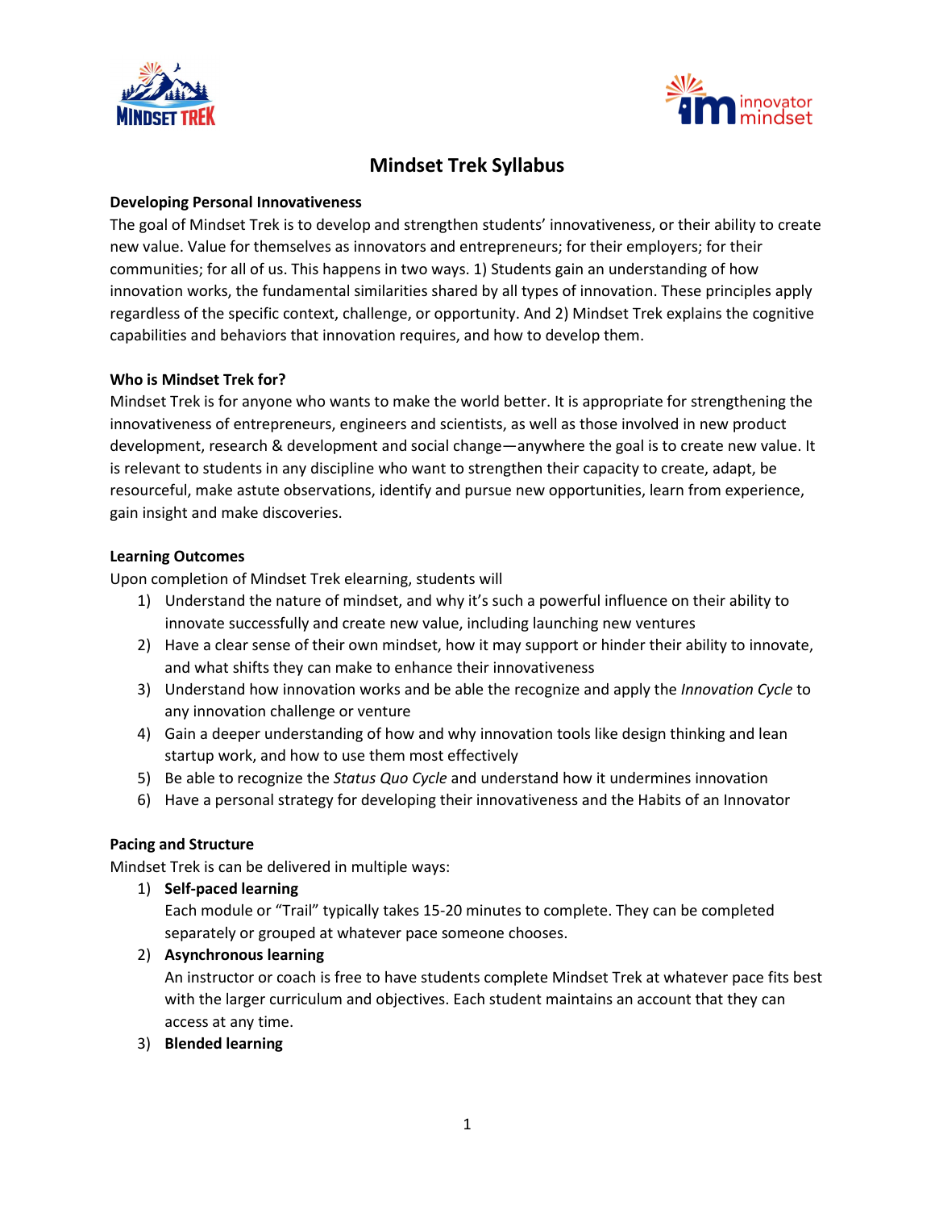# Mindset Trek Syllabus

**Developing Personal Innovativeness**

The goal of Mindset Trek is to develop and strengthen students' innovativeness, or their ability to create new value. Value for themselves as innovators and entrepreneurs; for their employers; for their communities; for all of us. This happens in two ways. 1) Students gain an understanding of how innovation works, the fundamental similarities shared by all types of innovation. These principles apply regardless of the specific context, challenge, or opportunity. And 2) Mindset Trek explains the cognitive capabilities and behaviors that innovation requires, and how to develop them.

**Who is Mindset Trek for?**

Mindset Trek is for anyone who wants to make the world better. It is appropriate for strengthening the innovativeness of entrepreneurs, engineers and scientists, as well as those involved in new product development, research & development and social change—anywhere the goal is to create new value. It is relevant to students in any discipline who want to strengthen their capacity to create, adapt, be resourceful, make astute observations, identify and pursue new opportunities, learn from experience, gain insight and make discoveries.

**Learning Outcomes**

Upon completion of Mindset Trek elearning, students will

1) Understand the nature of mindset, and why it's such a powerful influence on their ability to innovate successfully and create new value, including launching new ventures
2) Have a clear sense of their own mindset, how it may support or hinder their ability to innovate, and what shifts they can make to enhance their innovativeness
3) Understand how innovation works and be able the recognize and apply the *Innovation Cycle* to any innovation challenge or venture
4) Gain a deeper understanding of how and why innovation tools like design thinking and lean startup work, and how to use them most effectively
5) Be able to recognize the *Status Quo Cycle* and understand how it undermines innovation
6) Have a personal strategy for developing their innovativeness and the Habits of an Innovator

**Pacing and Structure**

Mindset Trek is can be delivered in multiple ways:

1) **Self-paced learning**

   Each module or "Trail" typically takes 15-20 minutes to complete. They can be completed separately or grouped at whatever pace someone chooses.

2) **Asynchronous learning**

   An instructor or coach is free to have students complete Mindset Trek at whatever pace fits best with the larger curriculum and objectives. Each student maintains an account that they can access at any time.

3) **Blended learning**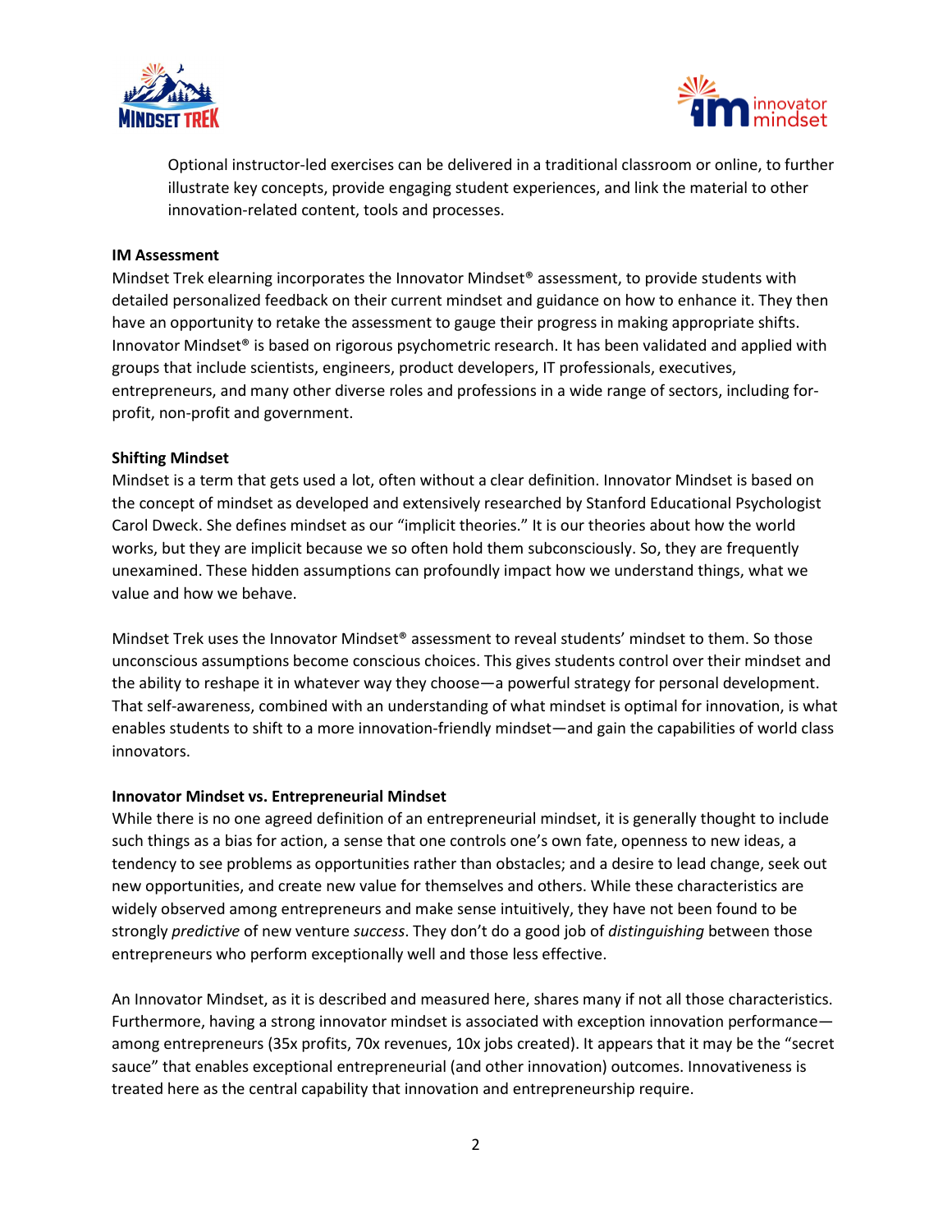Optional instructor-led exercises can be delivered in a traditional classroom or online, to further illustrate key concepts, provide engaging student experiences, and link the material to other innovation-related content, tools and processes.

**IM Assessment**

Mindset Trek elearning incorporates the Innovator Mindset® assessment, to provide students with detailed personalized feedback on their current mindset and guidance on how to enhance it. They then have an opportunity to retake the assessment to gauge their progress in making appropriate shifts. Innovator Mindset® is based on rigorous psychometric research. It has been validated and applied with groups that include scientists, engineers, product developers, IT professionals, executives, entrepreneurs, and many other diverse roles and professions in a wide range of sectors, including for-profit, non-profit and government.

**Shifting Mindset**

Mindset is a term that gets used a lot, often without a clear definition. Innovator Mindset is based on the concept of mindset as developed and extensively researched by Stanford Educational Psychologist Carol Dweck. She defines mindset as our "implicit theories." It is our theories about how the world works, but they are implicit because we so often hold them subconsciously. So, they are frequently unexamined. These hidden assumptions can profoundly impact how we understand things, what we value and how we behave.

Mindset Trek uses the Innovator Mindset® assessment to reveal students' mindset to them. So those unconscious assumptions become conscious choices. This gives students control over their mindset and the ability to reshape it in whatever way they choose—a powerful strategy for personal development. That self-awareness, combined with an understanding of what mindset is optimal for innovation, is what enables students to shift to a more innovation-friendly mindset—and gain the capabilities of world class innovators.

**Innovator Mindset vs. Entrepreneurial Mindset**

While there is no one agreed definition of an entrepreneurial mindset, it is generally thought to include such things as a bias for action, a sense that one controls one's own fate, openness to new ideas, a tendency to see problems as opportunities rather than obstacles; and a desire to lead change, seek out new opportunities, and create new value for themselves and others. While these characteristics are widely observed among entrepreneurs and make sense intuitively, they have not been found to be strongly *predictive* of new venture *success*. They don't do a good job of *distinguishing* between those entrepreneurs who perform exceptionally well and those less effective.

An Innovator Mindset, as it is described and measured here, shares many if not all those characteristics. Furthermore, having a strong innovator mindset is associated with exception innovation performance—among entrepreneurs (35x profits, 70x revenues, 10x jobs created). It appears that it may be the "secret sauce" that enables exceptional entrepreneurial (and other innovation) outcomes. Innovativeness is treated here as the central capability that innovation and entrepreneurship require.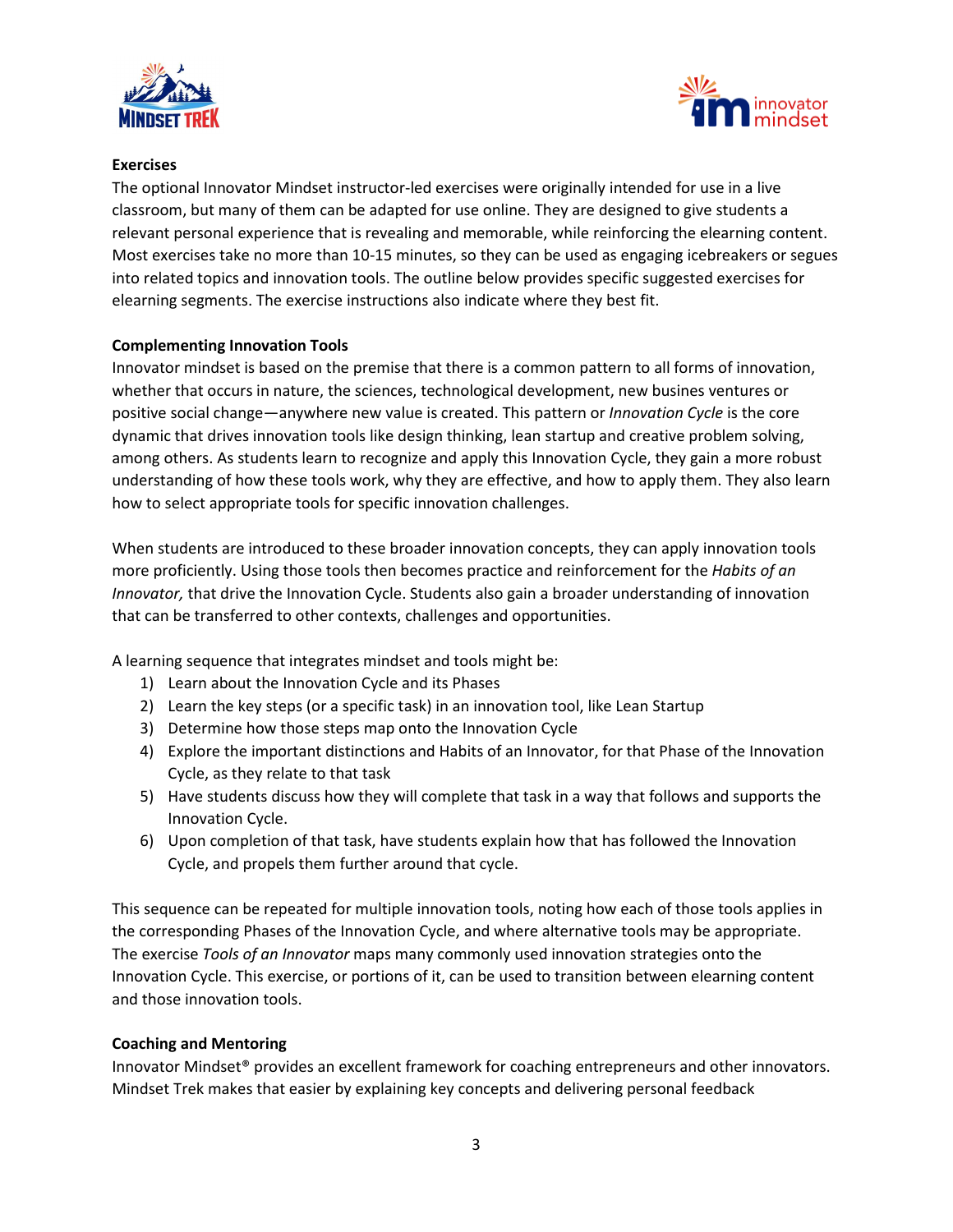**Exercises**

The optional Innovator Mindset instructor-led exercises were originally intended for use in a live classroom, but many of them can be adapted for use online. They are designed to give students a relevant personal experience that is revealing and memorable, while reinforcing the elearning content. Most exercises take no more than 10-15 minutes, so they can be used as engaging icebreakers or segues into related topics and innovation tools. The outline below provides specific suggested exercises for elearning segments. The exercise instructions also indicate where they best fit.

**Complementing Innovation Tools**

Innovator mindset is based on the premise that there is a common pattern to all forms of innovation, whether that occurs in nature, the sciences, technological development, new busines ventures or positive social change—anywhere new value is created. This pattern or *Innovation Cycle* is the core dynamic that drives innovation tools like design thinking, lean startup and creative problem solving, among others. As students learn to recognize and apply this Innovation Cycle, they gain a more robust understanding of how these tools work, why they are effective, and how to apply them. They also learn how to select appropriate tools for specific innovation challenges.

When students are introduced to these broader innovation concepts, they can apply innovation tools more proficiently. Using those tools then becomes practice and reinforcement for the *Habits of an Innovator,* that drive the Innovation Cycle. Students also gain a broader understanding of innovation that can be transferred to other contexts, challenges and opportunities.

A learning sequence that integrates mindset and tools might be:

1) Learn about the Innovation Cycle and its Phases
2) Learn the key steps (or a specific task) in an innovation tool, like Lean Startup
3) Determine how those steps map onto the Innovation Cycle
4) Explore the important distinctions and Habits of an Innovator, for that Phase of the Innovation Cycle, as they relate to that task
5) Have students discuss how they will complete that task in a way that follows and supports the Innovation Cycle.
6) Upon completion of that task, have students explain how that has followed the Innovation Cycle, and propels them further around that cycle.

This sequence can be repeated for multiple innovation tools, noting how each of those tools applies in the corresponding Phases of the Innovation Cycle, and where alternative tools may be appropriate. The exercise *Tools of an Innovator* maps many commonly used innovation strategies onto the Innovation Cycle. This exercise, or portions of it, can be used to transition between elearning content and those innovation tools.

**Coaching and Mentoring**

Innovator Mindset® provides an excellent framework for coaching entrepreneurs and other innovators. Mindset Trek makes that easier by explaining key concepts and delivering personal feedback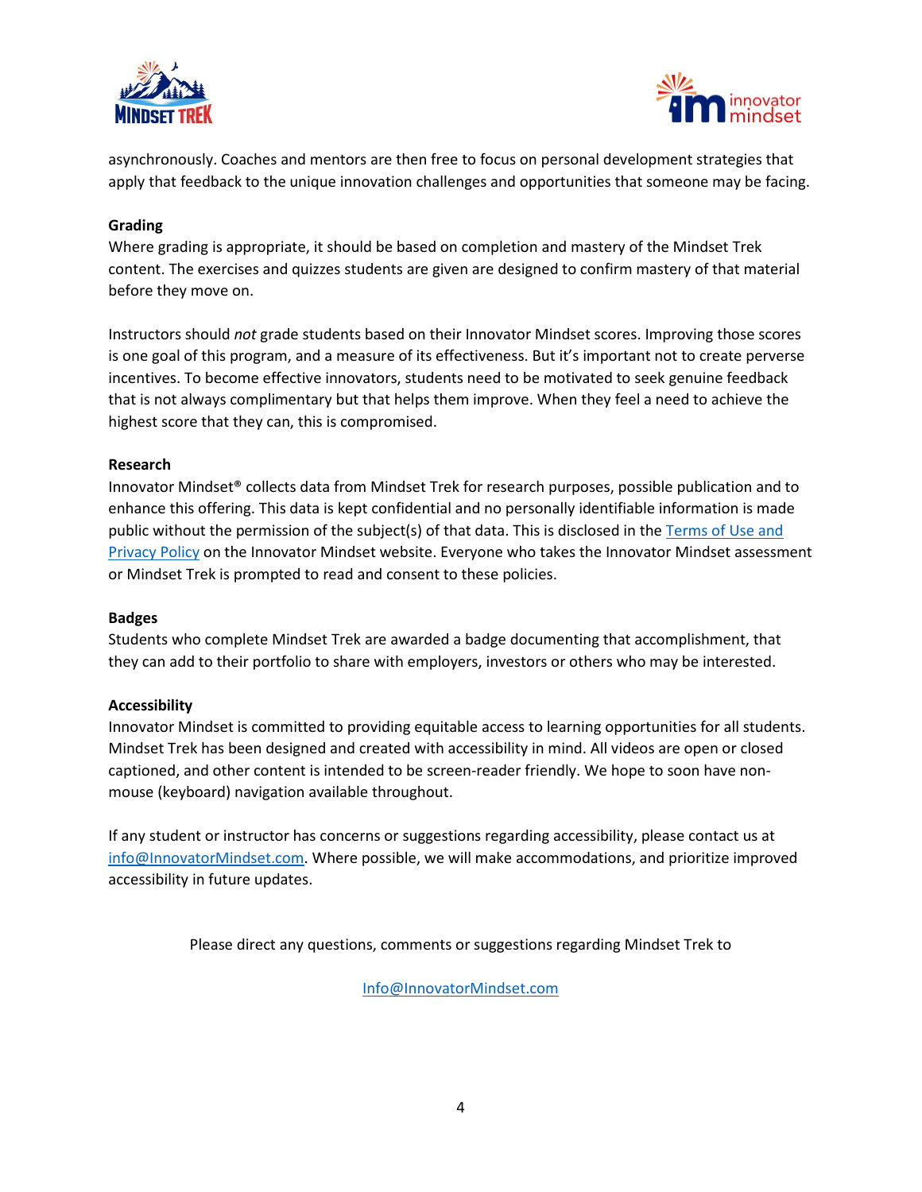asynchronously. Coaches and mentors are then free to focus on personal development strategies that apply that feedback to the unique innovation challenges and opportunities that someone may be facing.

**Grading**

Where grading is appropriate, it should be based on completion and mastery of the Mindset Trek content. The exercises and quizzes students are given are designed to confirm mastery of that material before they move on.

Instructors should *not* grade students based on their Innovator Mindset scores. Improving those scores is one goal of this program, and a measure of its effectiveness. But it's important not to create perverse incentives. To become effective innovators, students need to be motivated to seek genuine feedback that is not always complimentary but that helps them improve. When they feel a need to achieve the highest score that they can, this is compromised.

**Research**

Innovator Mindset® collects data from Mindset Trek for research purposes, possible publication and to enhance this offering. This data is kept confidential and no personally identifiable information is made public without the permission of the subject(s) of that data. This is disclosed in the [Terms of Use and Privacy Policy] on the Innovator Mindset website. Everyone who takes the Innovator Mindset assessment or Mindset Trek is prompted to read and consent to these policies.

**Badges**

Students who complete Mindset Trek are awarded a badge documenting that accomplishment, that they can add to their portfolio to share with employers, investors or others who may be interested.

**Accessibility**

Innovator Mindset is committed to providing equitable access to learning opportunities for all students. Mindset Trek has been designed and created with accessibility in mind. All videos are open or closed captioned, and other content is intended to be screen-reader friendly. We hope to soon have non-mouse (keyboard) navigation available throughout.

If any student or instructor has concerns or suggestions regarding accessibility, please contact us at info@InnovatorMindset.com. Where possible, we will make accommodations, and prioritize improved accessibility in future updates.

Please direct any questions, comments or suggestions regarding Mindset Trek to

Info@InnovatorMindset.com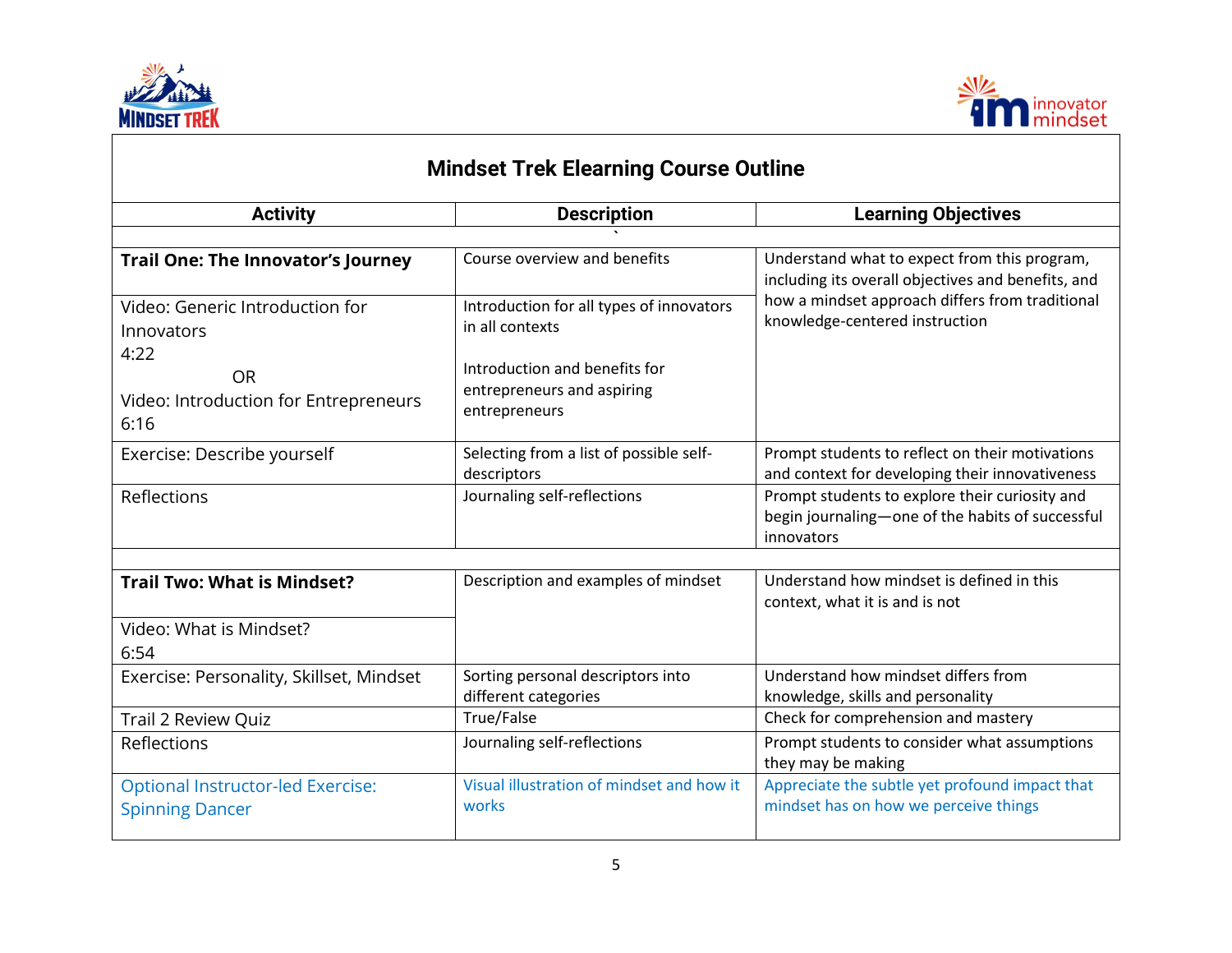# Mindset Trek Elearning Course Outline

| Activity | Description | Learning Objectives |
|---|---|---|
| **Trail One: The Innovator's Journey** | Course overview and benefits | Understand what to expect from this program, including its overall objectives and benefits, and how a mindset approach differs from traditional knowledge-centered instruction |
| Video: Generic Introduction for Innovators 4:22 OR Video: Introduction for Entrepreneurs 6:16 | Introduction for all types of innovators in all contexts<br><br>Introduction and benefits for entrepreneurs and aspiring entrepreneurs | |
| Exercise: Describe yourself | Selecting from a list of possible self-descriptors | Prompt students to reflect on their motivations and context for developing their innovativeness |
| Reflections | Journaling self-reflections | Prompt students to explore their curiosity and begin journaling—one of the habits of successful innovators |
| | | |
| **Trail Two: What is Mindset?** | Description and examples of mindset | Understand how mindset is defined in this context, what it is and is not |
| Video: What is Mindset? 6:54 | | |
| Exercise: Personality, Skillset, Mindset | Sorting personal descriptors into different categories | Understand how mindset differs from knowledge, skills and personality |
| Trail 2 Review Quiz | True/False | Check for comprehension and mastery |
| Reflections | Journaling self-reflections | Prompt students to consider what assumptions they may be making |
| Optional Instructor-led Exercise: Spinning Dancer | Visual illustration of mindset and how it works | Appreciate the subtle yet profound impact that mindset has on how we perceive things |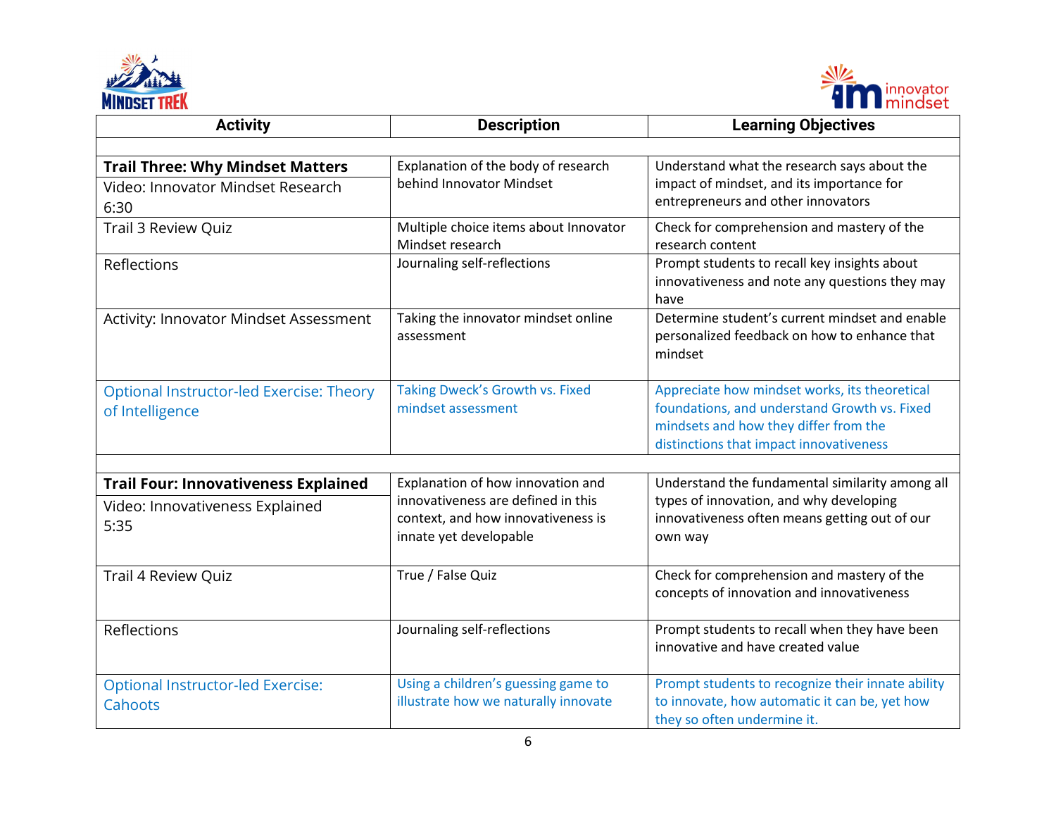| Activity | Description | Learning Objectives |
|---|---|---|
| | | |
| **Trail Three: Why Mindset Matters**<br>Video: Innovator Mindset Research 6:30 | Explanation of the body of research behind Innovator Mindset | Understand what the research says about the impact of mindset, and its importance for entrepreneurs and other innovators |
| Trail 3 Review Quiz | Multiple choice items about Innovator Mindset research | Check for comprehension and mastery of the research content |
| Reflections | Journaling self-reflections | Prompt students to recall key insights about innovativeness and note any questions they may have |
| Activity: Innovator Mindset Assessment | Taking the innovator mindset online assessment | Determine student's current mindset and enable personalized feedback on how to enhance that mindset |
| Optional Instructor-led Exercise: Theory of Intelligence | Taking Dweck's Growth vs. Fixed mindset assessment | Appreciate how mindset works, its theoretical foundations, and understand Growth vs. Fixed mindsets and how they differ from the distinctions that impact innovativeness |
| | | |
| **Trail Four: Innovativeness Explained**<br>Video: Innovativeness Explained 5:35 | Explanation of how innovation and innovativeness are defined in this context, and how innovativeness is innate yet developable | Understand the fundamental similarity among all types of innovation, and why developing innovativeness often means getting out of our own way |
| Trail 4 Review Quiz | True / False Quiz | Check for comprehension and mastery of the concepts of innovation and innovativeness |
| Reflections | Journaling self-reflections | Prompt students to recall when they have been innovative and have created value |
| Optional Instructor-led Exercise: Cahoots | Using a children's guessing game to illustrate how we naturally innovate | Prompt students to recognize their innate ability to innovate, how automatic it can be, yet how they so often undermine it. |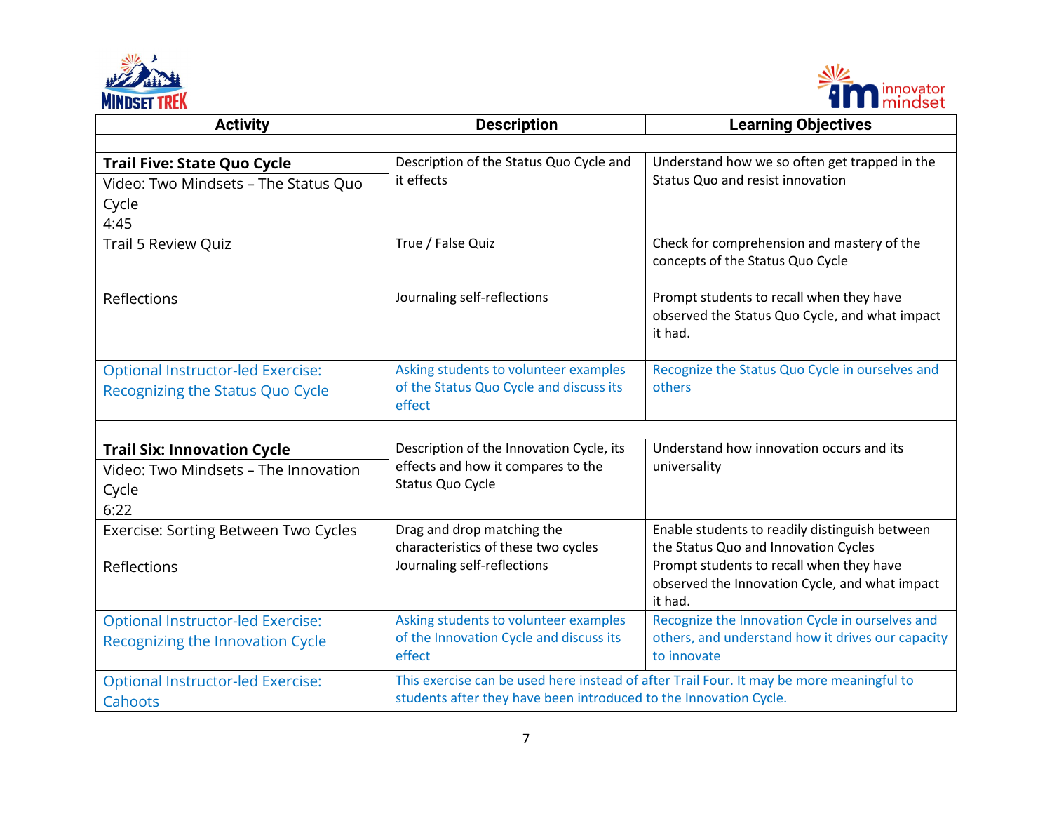| Activity | Description | Learning Objectives |
| --- | --- | --- |
| | | |
| **Trail Five: State Quo Cycle**<br>Video: Two Mindsets – The Status Quo Cycle<br>4:45 | Description of the Status Quo Cycle and it effects | Understand how we so often get trapped in the Status Quo and resist innovation |
| Trail 5 Review Quiz | True / False Quiz | Check for comprehension and mastery of the concepts of the Status Quo Cycle |
| Reflections | Journaling self-reflections | Prompt students to recall when they have observed the Status Quo Cycle, and what impact it had. |
| Optional Instructor-led Exercise: Recognizing the Status Quo Cycle | Asking students to volunteer examples of the Status Quo Cycle and discuss its effect | Recognize the Status Quo Cycle in ourselves and others |
| | | |
| **Trail Six: Innovation Cycle**<br>Video: Two Mindsets – The Innovation Cycle<br>6:22 | Description of the Innovation Cycle, its effects and how it compares to the Status Quo Cycle | Understand how innovation occurs and its universality |
| Exercise: Sorting Between Two Cycles | Drag and drop matching the characteristics of these two cycles | Enable students to readily distinguish between the Status Quo and Innovation Cycles |
| Reflections | Journaling self-reflections | Prompt students to recall when they have observed the Innovation Cycle, and what impact it had. |
| Optional Instructor-led Exercise: Recognizing the Innovation Cycle | Asking students to volunteer examples of the Innovation Cycle and discuss its effect | Recognize the Innovation Cycle in ourselves and others, and understand how it drives our capacity to innovate |
| Optional Instructor-led Exercise: Cahoots | This exercise can be used here instead of after Trail Four. It may be more meaningful to students after they have been introduced to the Innovation Cycle. | |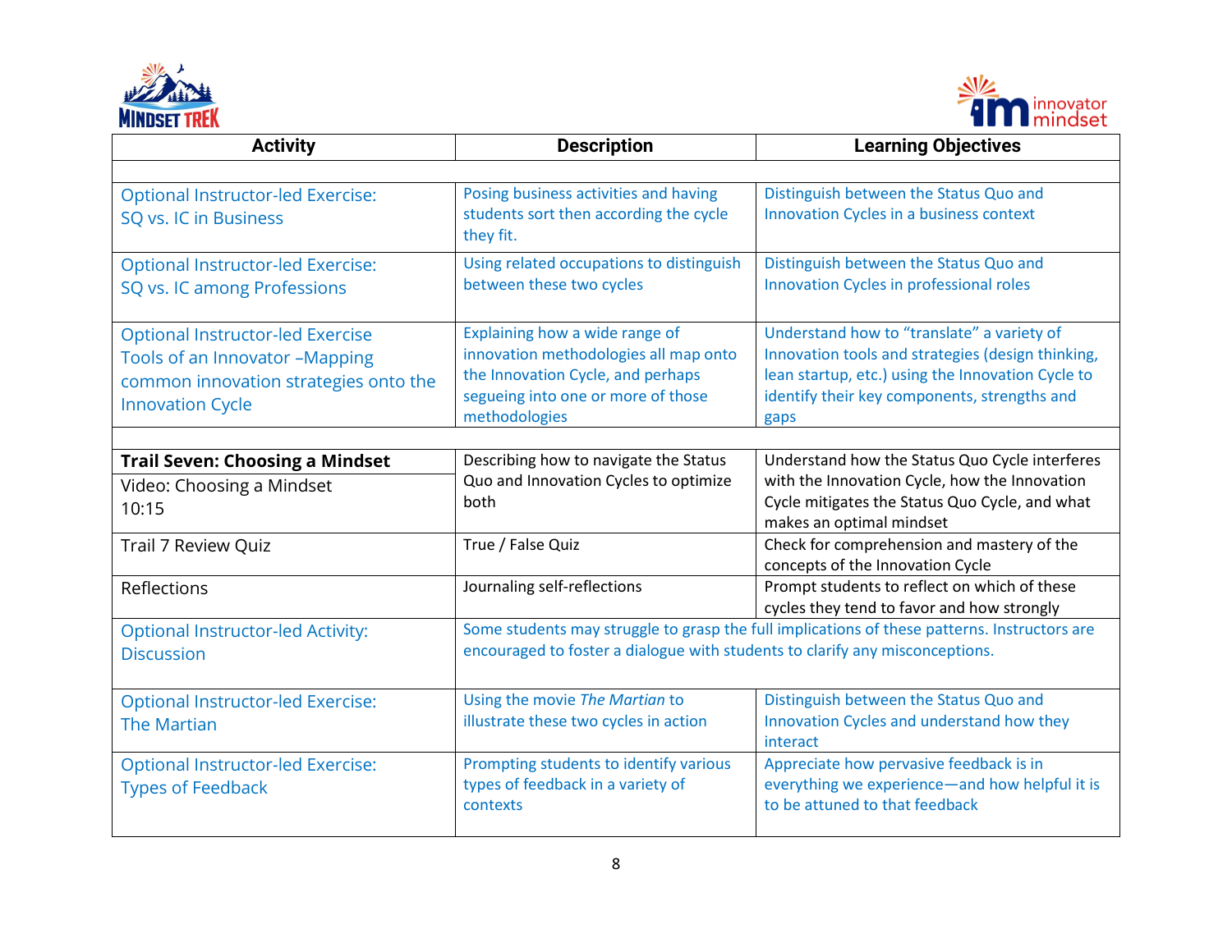| Activity | Description | Learning Objectives |
| --- | --- | --- |
| | | |
| Optional Instructor-led Exercise: SQ vs. IC in Business | Posing business activities and having students sort then according the cycle they fit. | Distinguish between the Status Quo and Innovation Cycles in a business context |
| Optional Instructor-led Exercise: SQ vs. IC among Professions | Using related occupations to distinguish between these two cycles | Distinguish between the Status Quo and Innovation Cycles in professional roles |
| Optional Instructor-led Exercise Tools of an Innovator –Mapping common innovation strategies onto the Innovation Cycle | Explaining how a wide range of innovation methodologies all map onto the Innovation Cycle, and perhaps segueing into one or more of those methodologies | Understand how to "translate" a variety of Innovation tools and strategies (design thinking, lean startup, etc.) using the Innovation Cycle to identify their key components, strengths and gaps |
| | | |
| **Trail Seven: Choosing a Mindset** | Describing how to navigate the Status Quo and Innovation Cycles to optimize both | Understand how the Status Quo Cycle interferes with the Innovation Cycle, how the Innovation Cycle mitigates the Status Quo Cycle, and what makes an optimal mindset |
| Video: Choosing a Mindset 10:15 | | |
| Trail 7 Review Quiz | True / False Quiz | Check for comprehension and mastery of the concepts of the Innovation Cycle |
| Reflections | Journaling self-reflections | Prompt students to reflect on which of these cycles they tend to favor and how strongly |
| Optional Instructor-led Activity: Discussion | Some students may struggle to grasp the full implications of these patterns. Instructors are encouraged to foster a dialogue with students to clarify any misconceptions. | |
| Optional Instructor-led Exercise: The Martian | Using the movie *The Martian* to illustrate these two cycles in action | Distinguish between the Status Quo and Innovation Cycles and understand how they interact |
| Optional Instructor-led Exercise: Types of Feedback | Prompting students to identify various types of feedback in a variety of contexts | Appreciate how pervasive feedback is in everything we experience—and how helpful it is to be attuned to that feedback |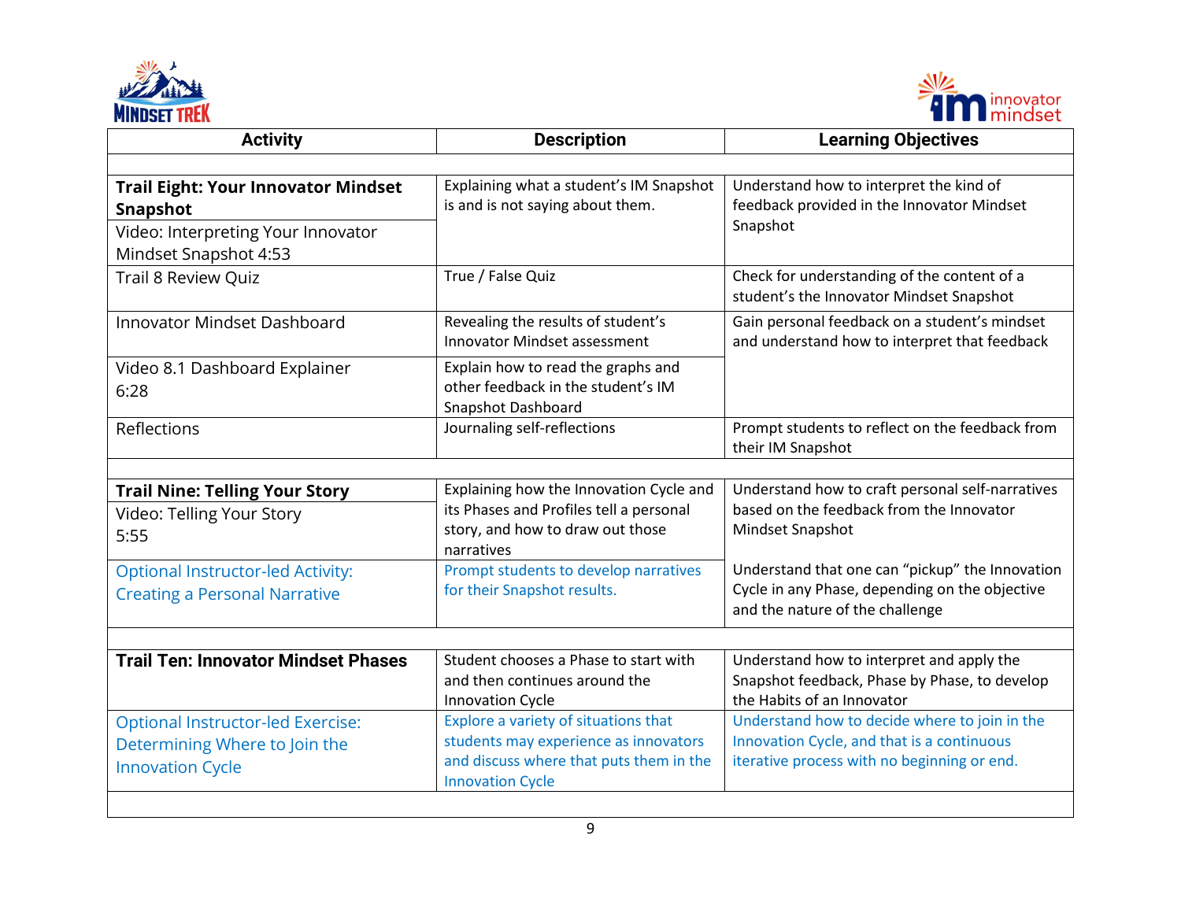| Activity | Description | Learning Objectives |
|---|---|---|
| | | |
| **Trail Eight: Your Innovator Mindset Snapshot** | Explaining what a student's IM Snapshot is and is not saying about them. | Understand how to interpret the kind of feedback provided in the Innovator Mindset Snapshot |
| Video: Interpreting Your Innovator Mindset Snapshot 4:53 | | |
| Trail 8 Review Quiz | True / False Quiz | Check for understanding of the content of a student's the Innovator Mindset Snapshot |
| Innovator Mindset Dashboard | Revealing the results of student's Innovator Mindset assessment | Gain personal feedback on a student's mindset and understand how to interpret that feedback |
| Video 8.1 Dashboard Explainer 6:28 | Explain how to read the graphs and other feedback in the student's IM Snapshot Dashboard | |
| Reflections | Journaling self-reflections | Prompt students to reflect on the feedback from their IM Snapshot |
| | | |
| **Trail Nine: Telling Your Story** | Explaining how the Innovation Cycle and its Phases and Profiles tell a personal story, and how to draw out those narratives | Understand how to craft personal self-narratives based on the feedback from the Innovator Mindset Snapshot |
| Video: Telling Your Story 5:55 | | |
| Optional Instructor-led Activity: Creating a Personal Narrative | Prompt students to develop narratives for their Snapshot results. | Understand that one can "pickup" the Innovation Cycle in any Phase, depending on the objective and the nature of the challenge |
| | | |
| **Trail Ten: Innovator Mindset Phases** | Student chooses a Phase to start with and then continues around the Innovation Cycle | Understand how to interpret and apply the Snapshot feedback, Phase by Phase, to develop the Habits of an Innovator |
| Optional Instructor-led Exercise: Determining Where to Join the Innovation Cycle | Explore a variety of situations that students may experience as innovators and discuss where that puts them in the Innovation Cycle | Understand how to decide where to join in the Innovation Cycle, and that is a continuous iterative process with no beginning or end. |
| | | |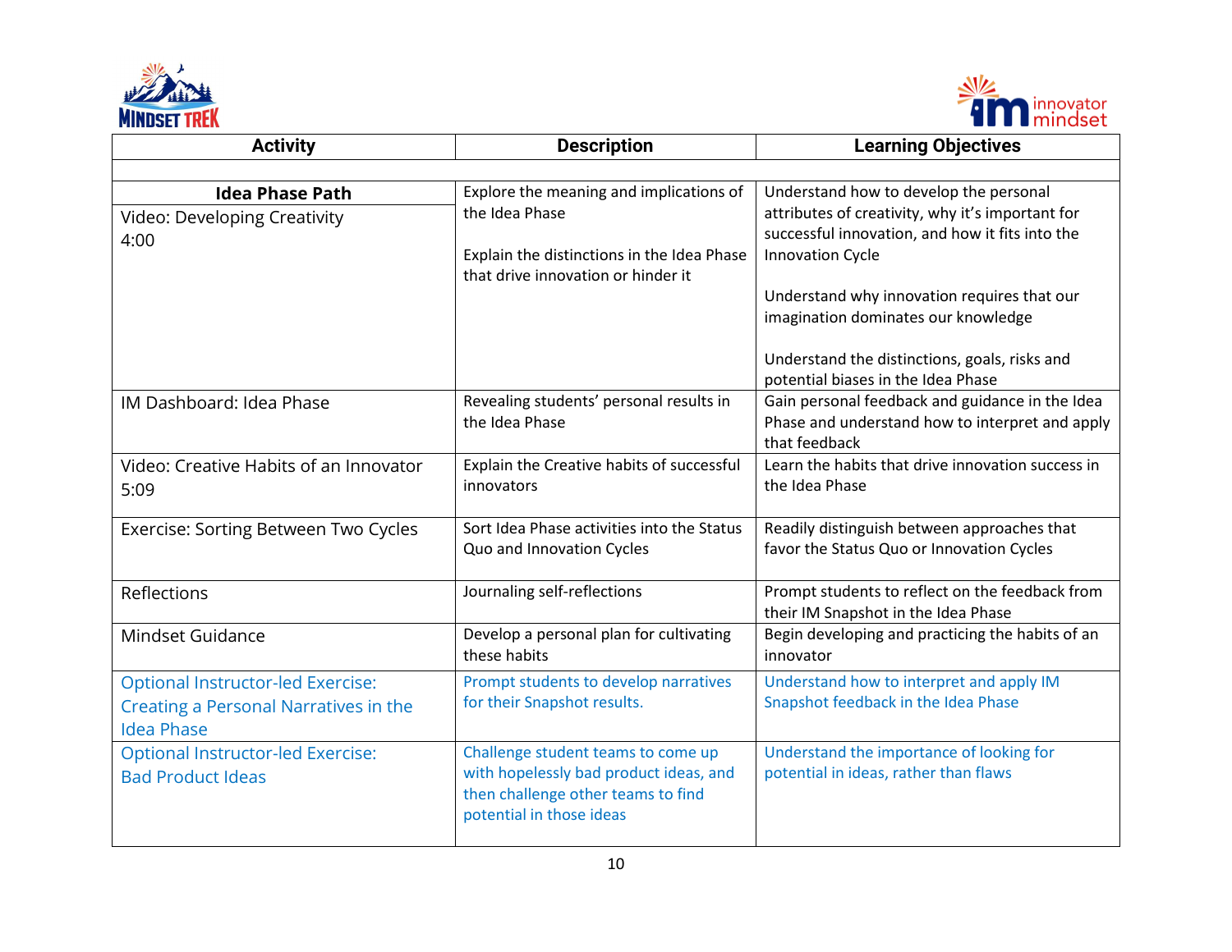| Activity | Description | Learning Objectives |
|---|---|---|
| | | |
| **Idea Phase Path** | | |
| Video: Developing Creativity<br>4:00 | Explore the meaning and implications of the Idea Phase<br><br>Explain the distinctions in the Idea Phase that drive innovation or hinder it | Understand how to develop the personal attributes of creativity, why it's important for successful innovation, and how it fits into the Innovation Cycle<br><br>Understand why innovation requires that our imagination dominates our knowledge<br><br>Understand the distinctions, goals, risks and potential biases in the Idea Phase |
| IM Dashboard: Idea Phase | Revealing students' personal results in the Idea Phase | Gain personal feedback and guidance in the Idea Phase and understand how to interpret and apply that feedback |
| Video: Creative Habits of an Innovator<br>5:09 | Explain the Creative habits of successful innovators | Learn the habits that drive innovation success in the Idea Phase |
| Exercise: Sorting Between Two Cycles | Sort Idea Phase activities into the Status Quo and Innovation Cycles | Readily distinguish between approaches that favor the Status Quo or Innovation Cycles |
| Reflections | Journaling self-reflections | Prompt students to reflect on the feedback from their IM Snapshot in the Idea Phase |
| Mindset Guidance | Develop a personal plan for cultivating these habits | Begin developing and practicing the habits of an innovator |
| Optional Instructor-led Exercise: Creating a Personal Narratives in the Idea Phase | Prompt students to develop narratives for their Snapshot results. | Understand how to interpret and apply IM Snapshot feedback in the Idea Phase |
| Optional Instructor-led Exercise: Bad Product Ideas | Challenge student teams to come up with hopelessly bad product ideas, and then challenge other teams to find potential in those ideas | Understand the importance of looking for potential in ideas, rather than flaws |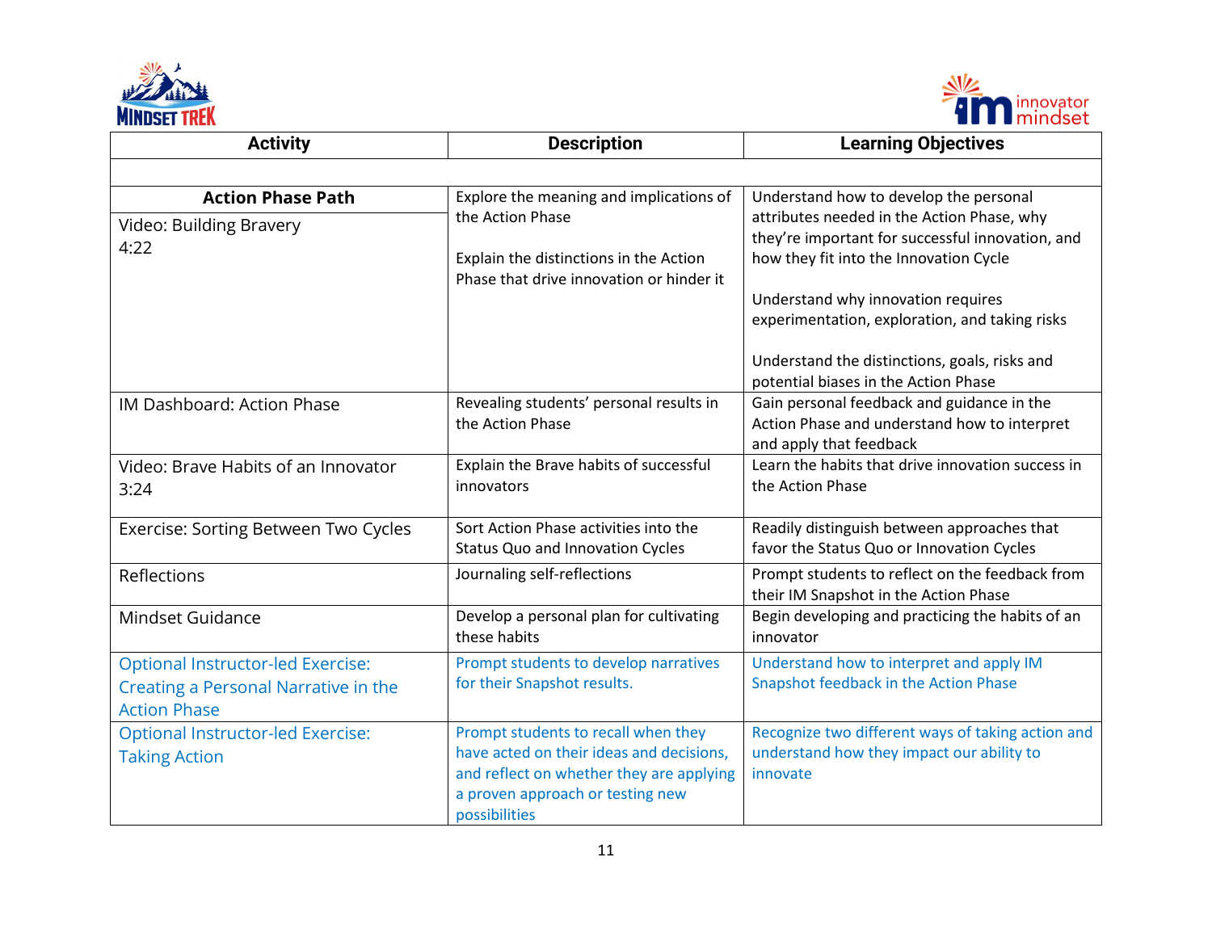| Activity | Description | Learning Objectives |
|---|---|---|
| | | |
| **Action Phase Path**<br>Video: Building Bravery<br>4:22 | Explore the meaning and implications of the Action Phase<br><br>Explain the distinctions in the Action Phase that drive innovation or hinder it | Understand how to develop the personal attributes needed in the Action Phase, why they're important for successful innovation, and how they fit into the Innovation Cycle<br><br>Understand why innovation requires experimentation, exploration, and taking risks<br><br>Understand the distinctions, goals, risks and potential biases in the Action Phase |
| IM Dashboard: Action Phase | Revealing students' personal results in the Action Phase | Gain personal feedback and guidance in the Action Phase and understand how to interpret and apply that feedback |
| Video: Brave Habits of an Innovator<br>3:24 | Explain the Brave habits of successful innovators | Learn the habits that drive innovation success in the Action Phase |
| Exercise: Sorting Between Two Cycles | Sort Action Phase activities into the Status Quo and Innovation Cycles | Readily distinguish between approaches that favor the Status Quo or Innovation Cycles |
| Reflections | Journaling self-reflections | Prompt students to reflect on the feedback from their IM Snapshot in the Action Phase |
| Mindset Guidance | Develop a personal plan for cultivating these habits | Begin developing and practicing the habits of an innovator |
| Optional Instructor-led Exercise: Creating a Personal Narrative in the Action Phase | Prompt students to develop narratives for their Snapshot results. | Understand how to interpret and apply IM Snapshot feedback in the Action Phase |
| Optional Instructor-led Exercise: Taking Action | Prompt students to recall when they have acted on their ideas and decisions, and reflect on whether they are applying a proven approach or testing new possibilities | Recognize two different ways of taking action and understand how they impact our ability to innovate |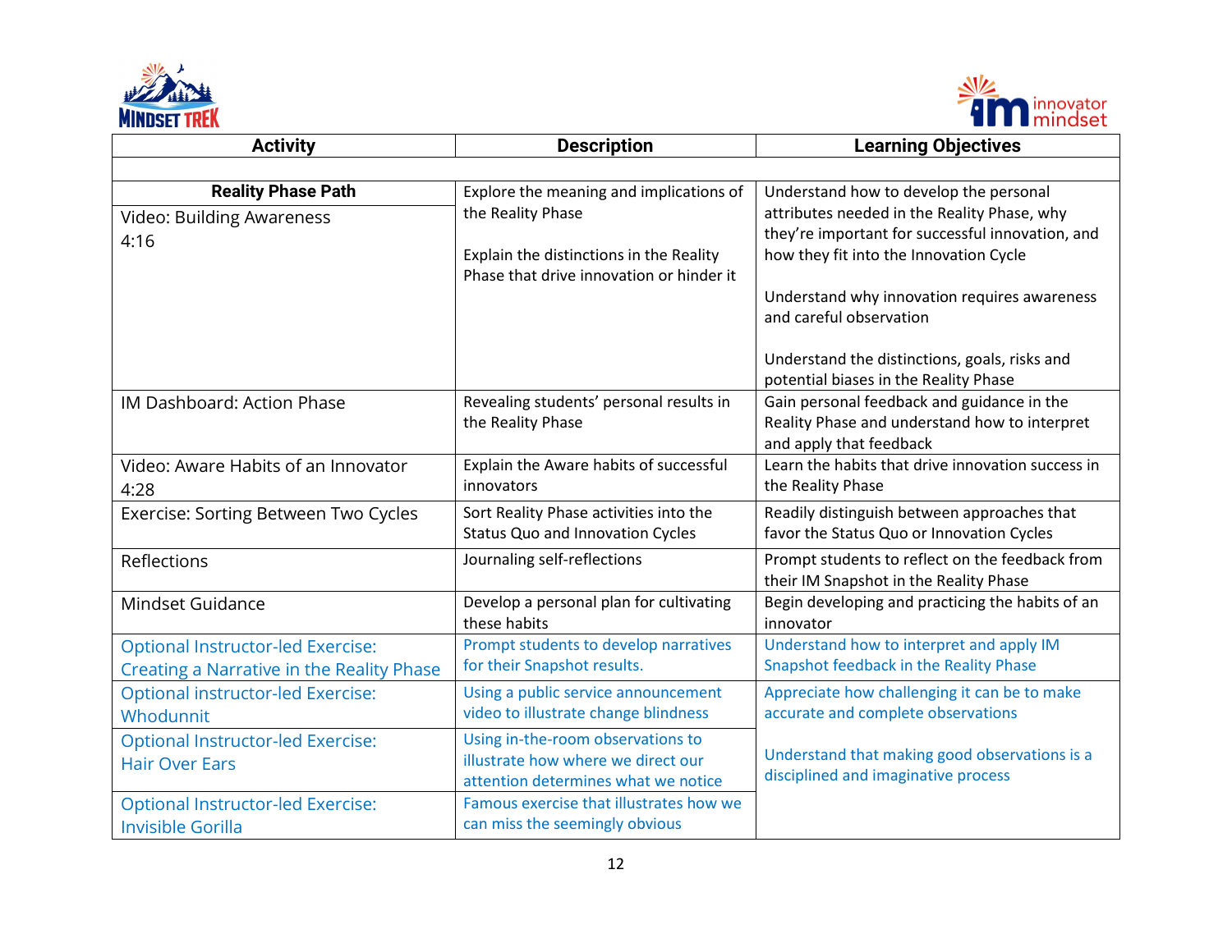| Activity | Description | Learning Objectives |
|---|---|---|
| | | |
| **Reality Phase Path** | | |
| Video: Building Awareness 4:16 | Explore the meaning and implications of the Reality Phase<br><br>Explain the distinctions in the Reality Phase that drive innovation or hinder it | Understand how to develop the personal attributes needed in the Reality Phase, why they're important for successful innovation, and how they fit into the Innovation Cycle<br><br>Understand why innovation requires awareness and careful observation<br><br>Understand the distinctions, goals, risks and potential biases in the Reality Phase |
| IM Dashboard: Action Phase | Revealing students' personal results in the Reality Phase | Gain personal feedback and guidance in the Reality Phase and understand how to interpret and apply that feedback |
| Video: Aware Habits of an Innovator 4:28 | Explain the Aware habits of successful innovators | Learn the habits that drive innovation success in the Reality Phase |
| Exercise: Sorting Between Two Cycles | Sort Reality Phase activities into the Status Quo and Innovation Cycles | Readily distinguish between approaches that favor the Status Quo or Innovation Cycles |
| Reflections | Journaling self-reflections | Prompt students to reflect on the feedback from their IM Snapshot in the Reality Phase |
| Mindset Guidance | Develop a personal plan for cultivating these habits | Begin developing and practicing the habits of an innovator |
| Optional Instructor-led Exercise: Creating a Narrative in the Reality Phase | Prompt students to develop narratives for their Snapshot results. | Understand how to interpret and apply IM Snapshot feedback in the Reality Phase |
| Optional instructor-led Exercise: Whodunnit | Using a public service announcement video to illustrate change blindness | Appreciate how challenging it can be to make accurate and complete observations<br><br>Understand that making good observations is a disciplined and imaginative process |
| Optional Instructor-led Exercise: Hair Over Ears | Using in-the-room observations to illustrate how where we direct our attention determines what we notice | |
| Optional Instructor-led Exercise: Invisible Gorilla | Famous exercise that illustrates how we can miss the seemingly obvious | |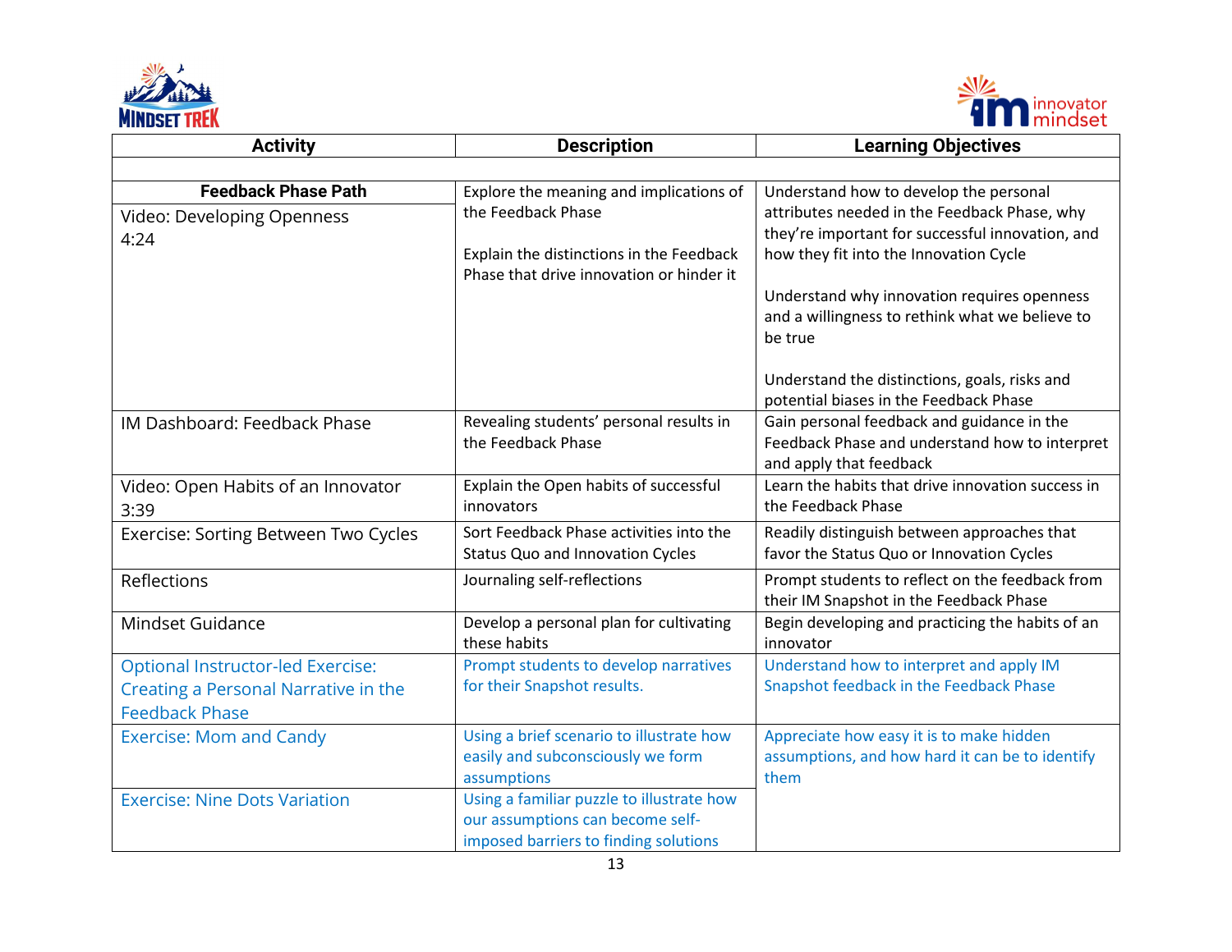| Activity | Description | Learning Objectives |
|---|---|---|
| | | |
| **Feedback Phase Path** | | |
| Video: Developing Openness<br>4:24 | Explore the meaning and implications of the Feedback Phase<br><br>Explain the distinctions in the Feedback Phase that drive innovation or hinder it | Understand how to develop the personal attributes needed in the Feedback Phase, why they're important for successful innovation, and how they fit into the Innovation Cycle<br><br>Understand why innovation requires openness and a willingness to rethink what we believe to be true<br><br>Understand the distinctions, goals, risks and potential biases in the Feedback Phase |
| IM Dashboard: Feedback Phase | Revealing students' personal results in the Feedback Phase | Gain personal feedback and guidance in the Feedback Phase and understand how to interpret and apply that feedback |
| Video: Open Habits of an Innovator<br>3:39 | Explain the Open habits of successful innovators | Learn the habits that drive innovation success in the Feedback Phase |
| Exercise: Sorting Between Two Cycles | Sort Feedback Phase activities into the Status Quo and Innovation Cycles | Readily distinguish between approaches that favor the Status Quo or Innovation Cycles |
| Reflections | Journaling self-reflections | Prompt students to reflect on the feedback from their IM Snapshot in the Feedback Phase |
| Mindset Guidance | Develop a personal plan for cultivating these habits | Begin developing and practicing the habits of an innovator |
| Optional Instructor-led Exercise: Creating a Personal Narrative in the Feedback Phase | Prompt students to develop narratives for their Snapshot results. | Understand how to interpret and apply IM Snapshot feedback in the Feedback Phase |
| Exercise: Mom and Candy | Using a brief scenario to illustrate how easily and subconsciously we form assumptions | Appreciate how easy it is to make hidden assumptions, and how hard it can be to identify them |
| Exercise: Nine Dots Variation | Using a familiar puzzle to illustrate how our assumptions can become self-imposed barriers to finding solutions | |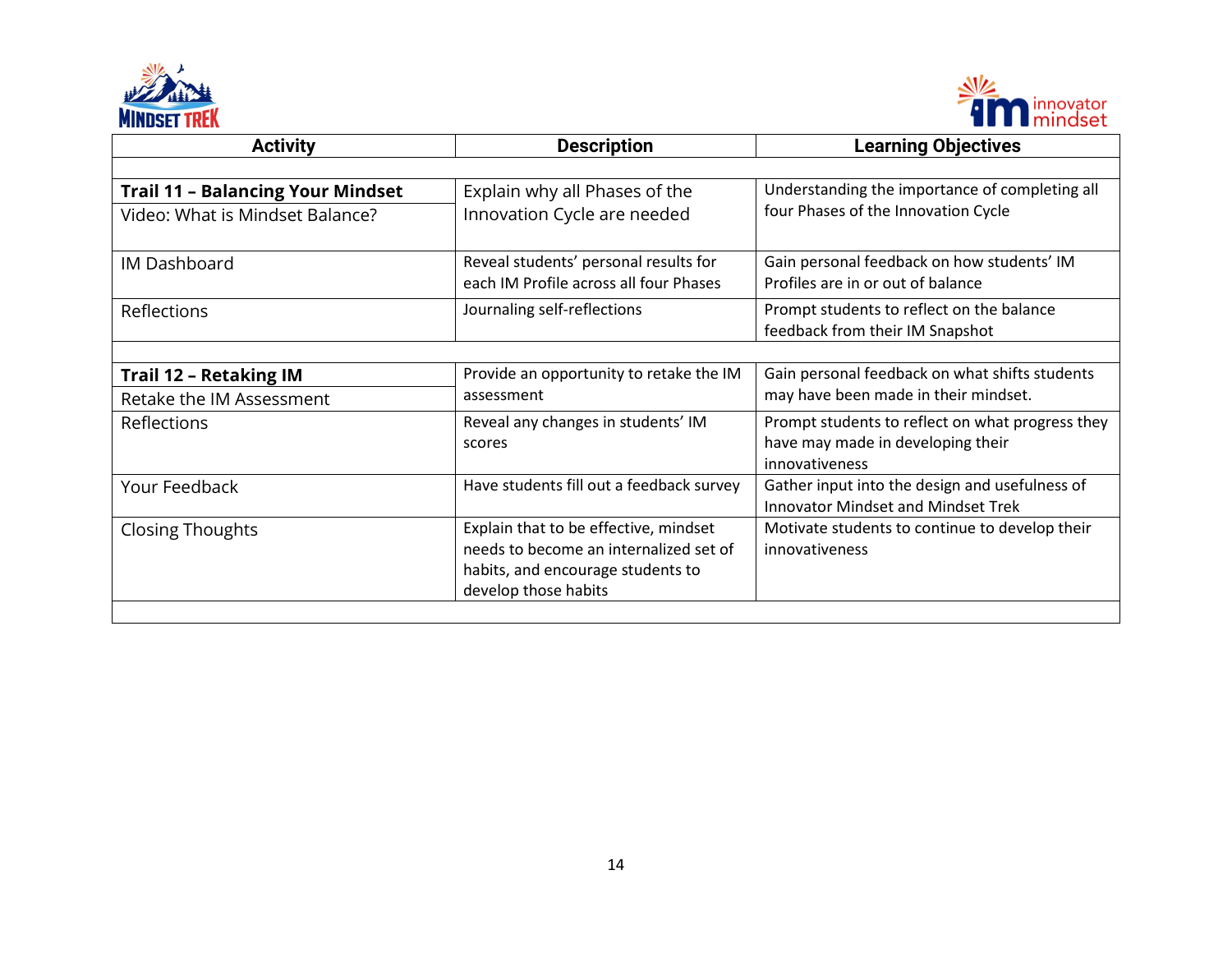| Activity | Description | Learning Objectives |
|---|---|---|
| | | |
| **Trail 11 – Balancing Your Mindset**<br>Video: What is Mindset Balance? | Explain why all Phases of the Innovation Cycle are needed | Understanding the importance of completing all four Phases of the Innovation Cycle |
| IM Dashboard | Reveal students' personal results for each IM Profile across all four Phases | Gain personal feedback on how students' IM Profiles are in or out of balance |
| Reflections | Journaling self-reflections | Prompt students to reflect on the balance feedback from their IM Snapshot |
| | | |
| **Trail 12 – Retaking IM**<br>Retake the IM Assessment | Provide an opportunity to retake the IM assessment | Gain personal feedback on what shifts students may have been made in their mindset. |
| Reflections | Reveal any changes in students' IM scores | Prompt students to reflect on what progress they have may made in developing their innovativeness |
| Your Feedback | Have students fill out a feedback survey | Gather input into the design and usefulness of Innovator Mindset and Mindset Trek |
| Closing Thoughts | Explain that to be effective, mindset needs to become an internalized set of habits, and encourage students to develop those habits | Motivate students to continue to develop their innovativeness |
| | | |